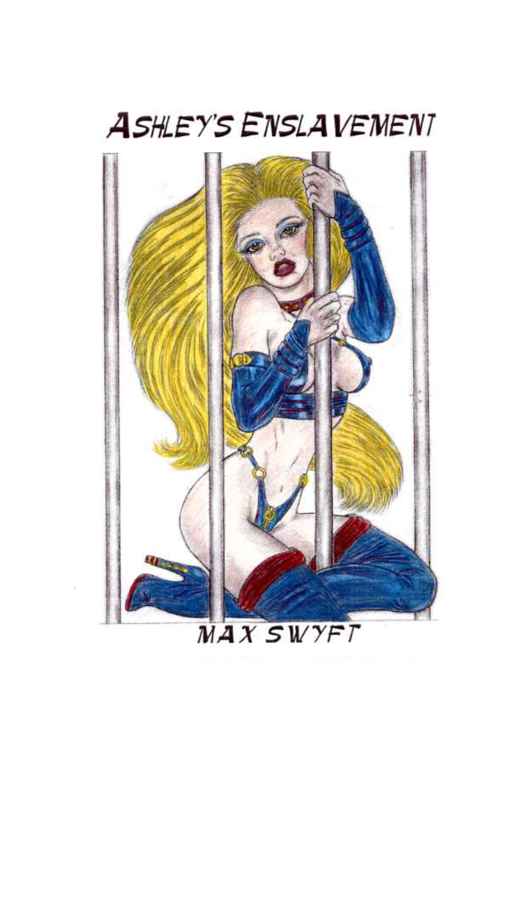# ASHLEY'S ENSLAVEMENT

MAX SWYFT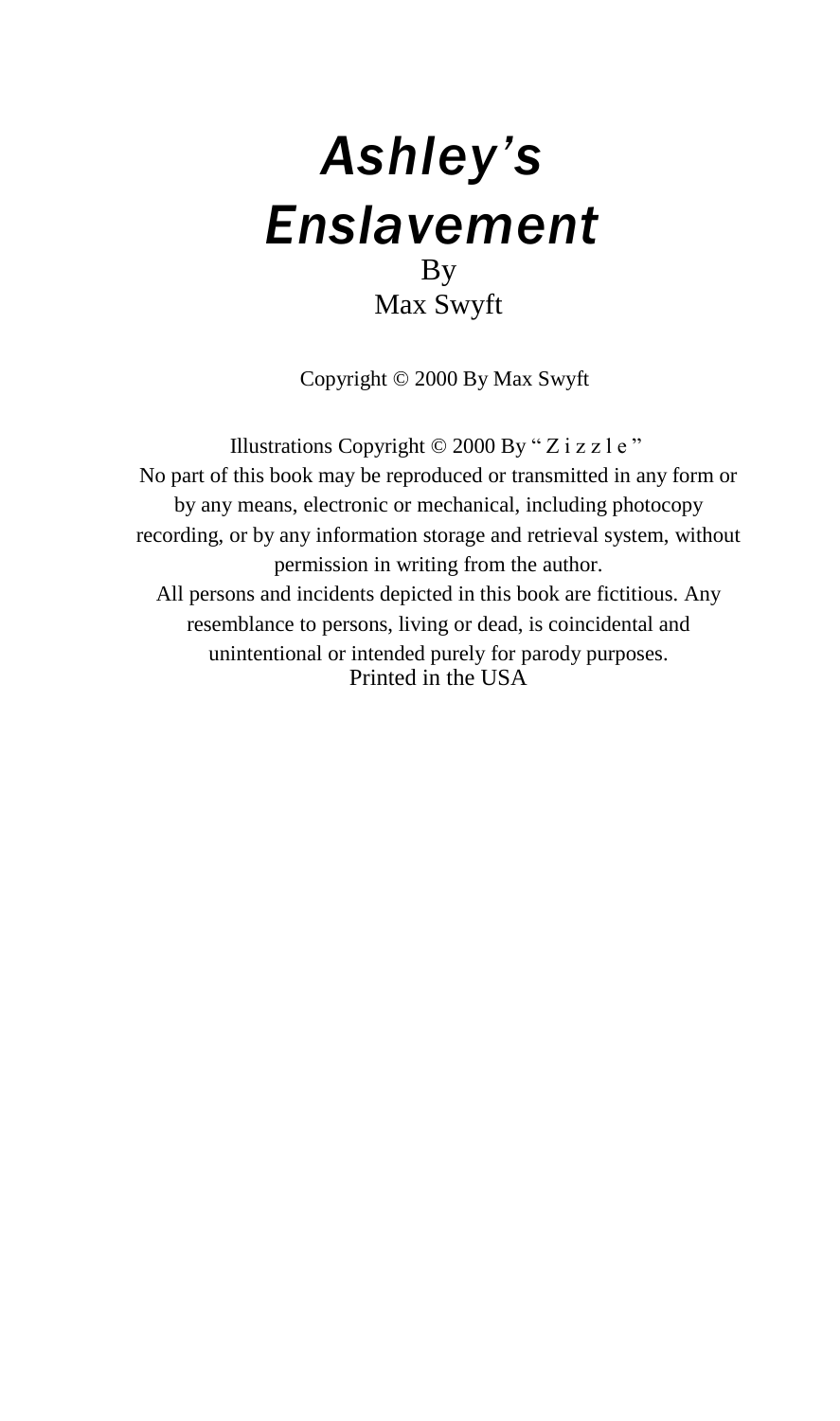# *Ashley's Enslavement*

By

Max Swyft

Copyright © 2000 By Max Swyft

Illustrations Copyright © 2000 By " Z i z z l e "

No part of this book may be reproduced or transmitted in any form or by any means, electronic or mechanical, including photocopy recording, or by any information storage and retrieval system, without permission in writing from the author.

All persons and incidents depicted in this book are fictitious. Any resemblance to persons, living or dead, is coincidental and unintentional or intended purely for parody purposes.

Printed in the USA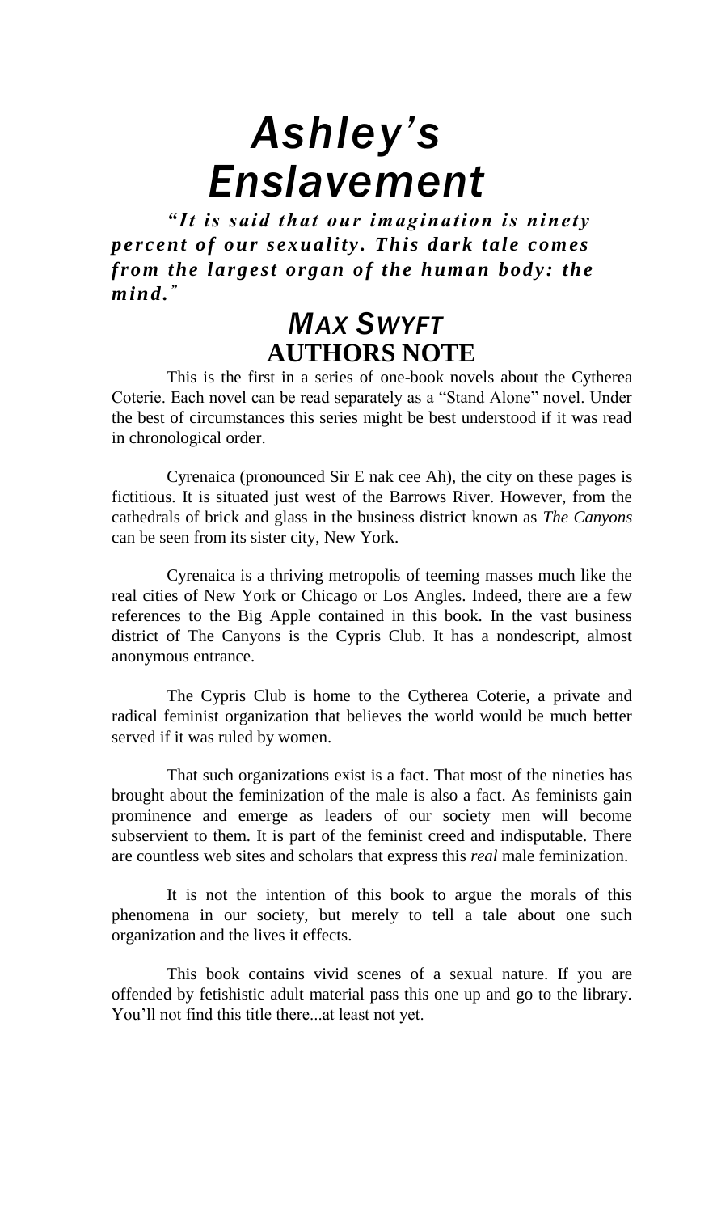# *Ashley's Enslavement*

***"It is said that our imagination is ninety percent of our sexuality. This dark tale comes from the largest organ of the human body: the mind."***

## *MAX SWYFT*

## AUTHORS NOTE

This is the first in a series of one-book novels about the Cytherea Coterie. Each novel can be read separately as a "Stand Alone" novel. Under the best of circumstances this series might be best understood if it was read in chronological order.

Cyrenaica (pronounced Sir E nak cee Ah), the city on these pages is fictitious. It is situated just west of the Barrows River. However, from the cathedrals of brick and glass in the business district known as *The Canyons* can be seen from its sister city, New York.

Cyrenaica is a thriving metropolis of teeming masses much like the real cities of New York or Chicago or Los Angles. Indeed, there are a few references to the Big Apple contained in this book. In the vast business district of The Canyons is the Cypris Club. It has a nondescript, almost anonymous entrance.

The Cypris Club is home to the Cytherea Coterie, a private and radical feminist organization that believes the world would be much better served if it was ruled by women.

That such organizations exist is a fact. That most of the nineties has brought about the feminization of the male is also a fact. As feminists gain prominence and emerge as leaders of our society men will become subservient to them. It is part of the feminist creed and indisputable. There are countless web sites and scholars that express this *real* male feminization.

It is not the intention of this book to argue the morals of this phenomena in our society, but merely to tell a tale about one such organization and the lives it effects.

This book contains vivid scenes of a sexual nature. If you are offended by fetishistic adult material pass this one up and go to the library. You'll not find this title there...at least not yet.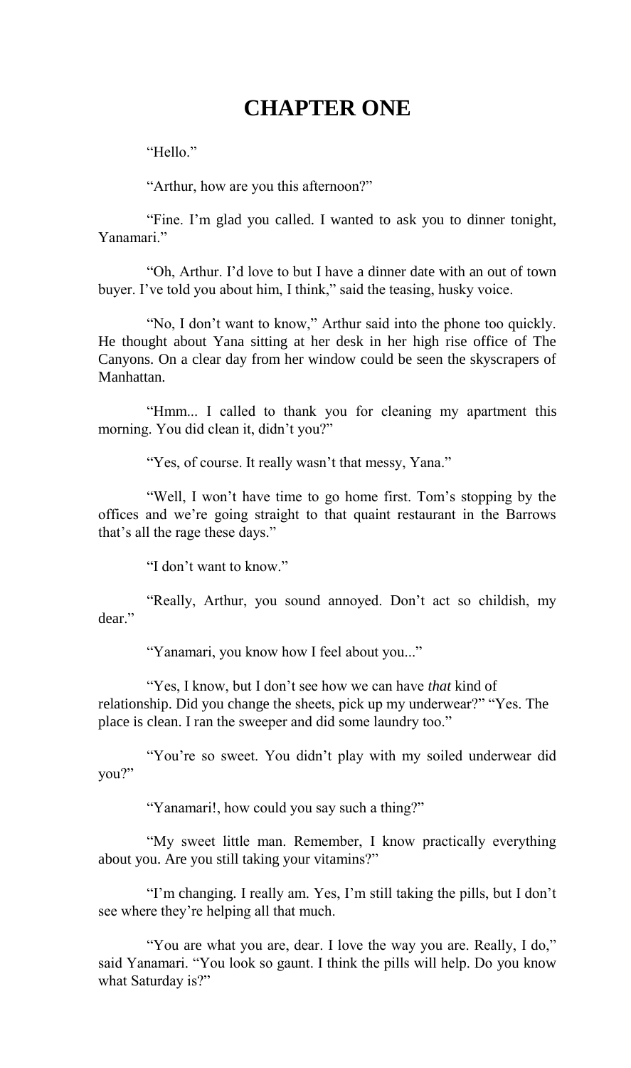# CHAPTER ONE

"Hello."

"Arthur, how are you this afternoon?"

"Fine. I'm glad you called. I wanted to ask you to dinner tonight, Yanamari."

"Oh, Arthur. I'd love to but I have a dinner date with an out of town buyer. I've told you about him, I think," said the teasing, husky voice.

"No, I don't want to know," Arthur said into the phone too quickly. He thought about Yana sitting at her desk in her high rise office of The Canyons. On a clear day from her window could be seen the skyscrapers of Manhattan.

"Hmm... I called to thank you for cleaning my apartment this morning. You did clean it, didn't you?"

"Yes, of course. It really wasn't that messy, Yana."

"Well, I won't have time to go home first. Tom's stopping by the offices and we're going straight to that quaint restaurant in the Barrows that's all the rage these days."

"I don't want to know."

"Really, Arthur, you sound annoyed. Don't act so childish, my dear."

"Yanamari, you know how I feel about you..."

"Yes, I know, but I don't see how we can have *that* kind of relationship. Did you change the sheets, pick up my underwear?" "Yes. The place is clean. I ran the sweeper and did some laundry too."

"You're so sweet. You didn't play with my soiled underwear did you?"

"Yanamari!, how could you say such a thing?"

"My sweet little man. Remember, I know practically everything about you. Are you still taking your vitamins?"

"I'm changing. I really am. Yes, I'm still taking the pills, but I don't see where they're helping all that much.

"You are what you are, dear. I love the way you are. Really, I do," said Yanamari. "You look so gaunt. I think the pills will help. Do you know what Saturday is?"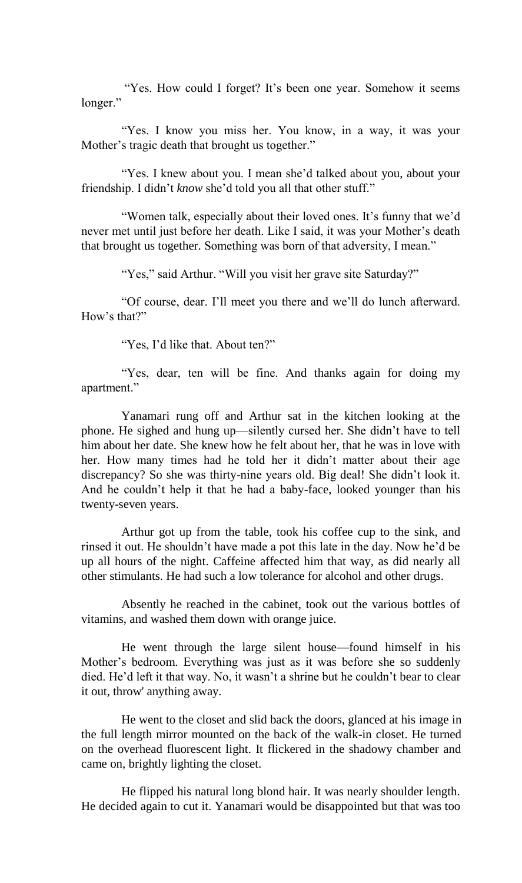"Yes. How could I forget? It's been one year. Somehow it seems longer."

"Yes. I know you miss her. You know, in a way, it was your Mother's tragic death that brought us together."

"Yes. I knew about you. I mean she'd talked about you, about your friendship. I didn't *know* she'd told you all that other stuff."

"Women talk, especially about their loved ones. It's funny that we'd never met until just before her death. Like I said, it was your Mother's death that brought us together. Something was born of that adversity, I mean."

"Yes," said Arthur. "Will you visit her grave site Saturday?"

"Of course, dear. I'll meet you there and we'll do lunch afterward. How's that?"

"Yes, I'd like that. About ten?"

"Yes, dear, ten will be fine. And thanks again for doing my apartment."

Yanamari rung off and Arthur sat in the kitchen looking at the phone. He sighed and hung up—silently cursed her. She didn't have to tell him about her date. She knew how he felt about her, that he was in love with her. How many times had he told her it didn't matter about their age discrepancy? So she was thirty-nine years old. Big deal! She didn't look it. And he couldn't help it that he had a baby-face, looked younger than his twenty-seven years.

Arthur got up from the table, took his coffee cup to the sink, and rinsed it out. He shouldn't have made a pot this late in the day. Now he'd be up all hours of the night. Caffeine affected him that way, as did nearly all other stimulants. He had such a low tolerance for alcohol and other drugs.

Absently he reached in the cabinet, took out the various bottles of vitamins, and washed them down with orange juice.

He went through the large silent house—found himself in his Mother's bedroom. Everything was just as it was before she so suddenly died. He'd left it that way. No, it wasn't a shrine but he couldn't bear to clear it out, throw' anything away.

He went to the closet and slid back the doors, glanced at his image in the full length mirror mounted on the back of the walk-in closet. He turned on the overhead fluorescent light. It flickered in the shadowy chamber and came on, brightly lighting the closet.

He flipped his natural long blond hair. It was nearly shoulder length. He decided again to cut it. Yanamari would be disappointed but that was too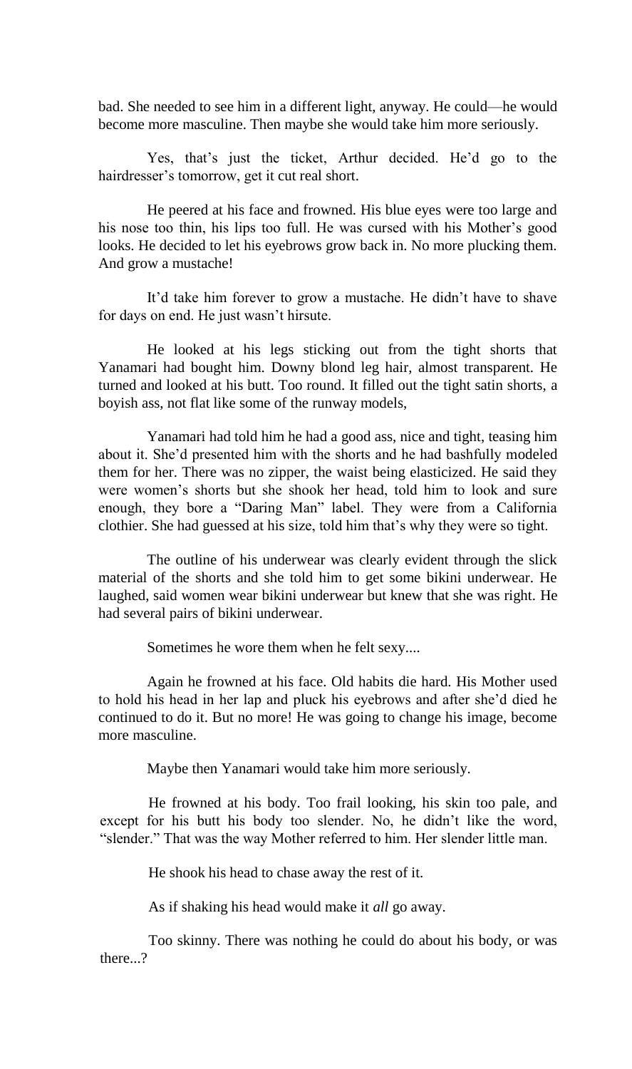bad. She needed to see him in a different light, anyway. He could—he would become more masculine. Then maybe she would take him more seriously.

Yes, that's just the ticket, Arthur decided. He'd go to the hairdresser's tomorrow, get it cut real short.

He peered at his face and frowned. His blue eyes were too large and his nose too thin, his lips too full. He was cursed with his Mother's good looks. He decided to let his eyebrows grow back in. No more plucking them. And grow a mustache!

It'd take him forever to grow a mustache. He didn't have to shave for days on end. He just wasn't hirsute.

He looked at his legs sticking out from the tight shorts that Yanamari had bought him. Downy blond leg hair, almost transparent. He turned and looked at his butt. Too round. It filled out the tight satin shorts, a boyish ass, not flat like some of the runway models,

Yanamari had told him he had a good ass, nice and tight, teasing him about it. She'd presented him with the shorts and he had bashfully modeled them for her. There was no zipper, the waist being elasticized. He said they were women's shorts but she shook her head, told him to look and sure enough, they bore a "Daring Man" label. They were from a California clothier. She had guessed at his size, told him that's why they were so tight.

The outline of his underwear was clearly evident through the slick material of the shorts and she told him to get some bikini underwear. He laughed, said women wear bikini underwear but knew that she was right. He had several pairs of bikini underwear.

Sometimes he wore them when he felt sexy....

Again he frowned at his face. Old habits die hard. His Mother used to hold his head in her lap and pluck his eyebrows and after she'd died he continued to do it. But no more! He was going to change his image, become more masculine.

Maybe then Yanamari would take him more seriously.

He frowned at his body. Too frail looking, his skin too pale, and except for his butt his body too slender. No, he didn't like the word, "slender." That was the way Mother referred to him. Her slender little man.

He shook his head to chase away the rest of it.

As if shaking his head would make it *all* go away.

Too skinny. There was nothing he could do about his body, or was there...?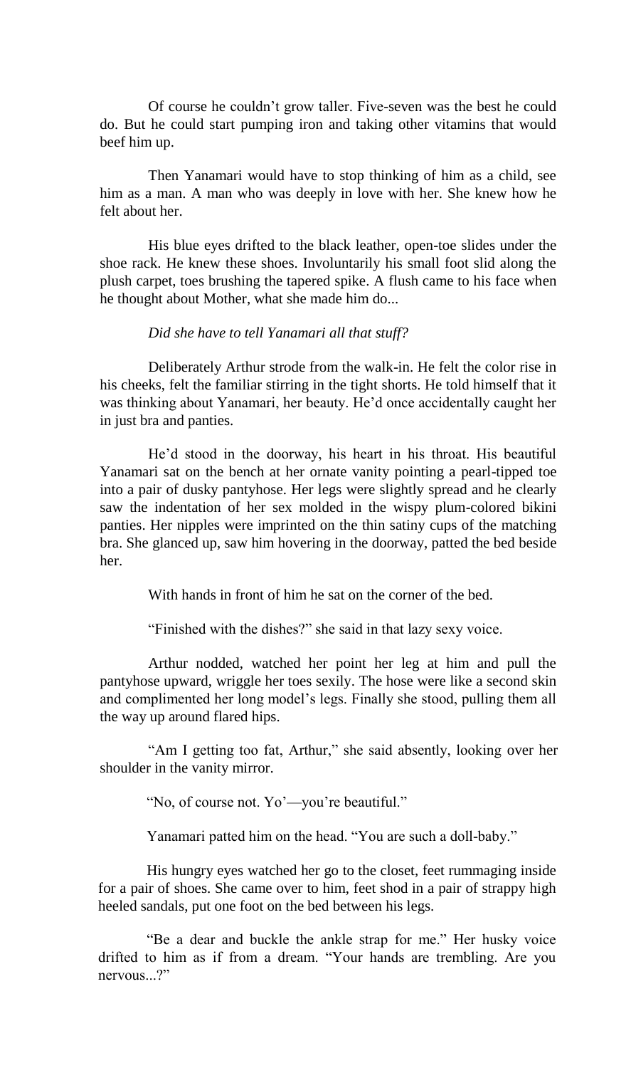Of course he couldn't grow taller. Five-seven was the best he could do. But he could start pumping iron and taking other vitamins that would beef him up.

Then Yanamari would have to stop thinking of him as a child, see him as a man. A man who was deeply in love with her. She knew how he felt about her.

His blue eyes drifted to the black leather, open-toe slides under the shoe rack. He knew these shoes. Involuntarily his small foot slid along the plush carpet, toes brushing the tapered spike. A flush came to his face when he thought about Mother, what she made him do...

*Did she have to tell Yanamari all that stuff?*

Deliberately Arthur strode from the walk-in. He felt the color rise in his cheeks, felt the familiar stirring in the tight shorts. He told himself that it was thinking about Yanamari, her beauty. He'd once accidentally caught her in just bra and panties.

He'd stood in the doorway, his heart in his throat. His beautiful Yanamari sat on the bench at her ornate vanity pointing a pearl-tipped toe into a pair of dusky pantyhose. Her legs were slightly spread and he clearly saw the indentation of her sex molded in the wispy plum-colored bikini panties. Her nipples were imprinted on the thin satiny cups of the matching bra. She glanced up, saw him hovering in the doorway, patted the bed beside her.

With hands in front of him he sat on the corner of the bed.

"Finished with the dishes?" she said in that lazy sexy voice.

Arthur nodded, watched her point her leg at him and pull the pantyhose upward, wriggle her toes sexily. The hose were like a second skin and complimented her long model's legs. Finally she stood, pulling them all the way up around flared hips.

"Am I getting too fat, Arthur," she said absently, looking over her shoulder in the vanity mirror.

"No, of course not. Yo'—you're beautiful."

Yanamari patted him on the head. "You are such a doll-baby."

His hungry eyes watched her go to the closet, feet rummaging inside for a pair of shoes. She came over to him, feet shod in a pair of strappy high heeled sandals, put one foot on the bed between his legs.

"Be a dear and buckle the ankle strap for me." Her husky voice drifted to him as if from a dream. "Your hands are trembling. Are you nervous...?"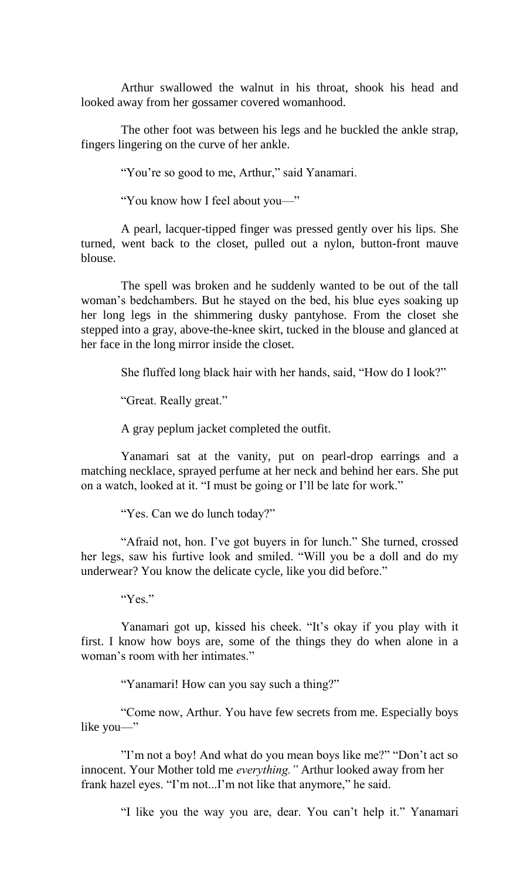Arthur swallowed the walnut in his throat, shook his head and looked away from her gossamer covered womanhood.

The other foot was between his legs and he buckled the ankle strap, fingers lingering on the curve of her ankle.

"You're so good to me, Arthur," said Yanamari.

"You know how I feel about you—"

A pearl, lacquer-tipped finger was pressed gently over his lips. She turned, went back to the closet, pulled out a nylon, button-front mauve blouse.

The spell was broken and he suddenly wanted to be out of the tall woman's bedchambers. But he stayed on the bed, his blue eyes soaking up her long legs in the shimmering dusky pantyhose. From the closet she stepped into a gray, above-the-knee skirt, tucked in the blouse and glanced at her face in the long mirror inside the closet.

She fluffed long black hair with her hands, said, "How do I look?"

"Great. Really great."

A gray peplum jacket completed the outfit.

Yanamari sat at the vanity, put on pearl-drop earrings and a matching necklace, sprayed perfume at her neck and behind her ears. She put on a watch, looked at it. "I must be going or I'll be late for work."

"Yes. Can we do lunch today?"

"Afraid not, hon. I've got buyers in for lunch." She turned, crossed her legs, saw his furtive look and smiled. "Will you be a doll and do my underwear? You know the delicate cycle, like you did before."

"Yes."

Yanamari got up, kissed his cheek. "It's okay if you play with it first. I know how boys are, some of the things they do when alone in a woman's room with her intimates."

"Yanamari! How can you say such a thing?"

"Come now, Arthur. You have few secrets from me. Especially boys like you—"

"I'm not a boy! And what do you mean boys like me?" "Don't act so innocent. Your Mother told me *everything."* Arthur looked away from her frank hazel eyes. "I'm not...I'm not like that anymore," he said.

"I like you the way you are, dear. You can't help it." Yanamari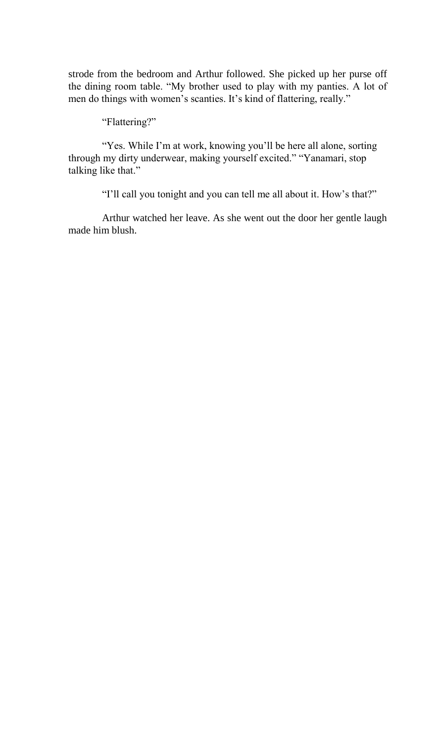strode from the bedroom and Arthur followed. She picked up her purse off the dining room table. "My brother used to play with my panties. A lot of men do things with women's scanties. It's kind of flattering, really."

"Flattering?"

"Yes. While I'm at work, knowing you'll be here all alone, sorting through my dirty underwear, making yourself excited." "Yanamari, stop talking like that."

"I'll call you tonight and you can tell me all about it. How's that?"

Arthur watched her leave. As she went out the door her gentle laugh made him blush.